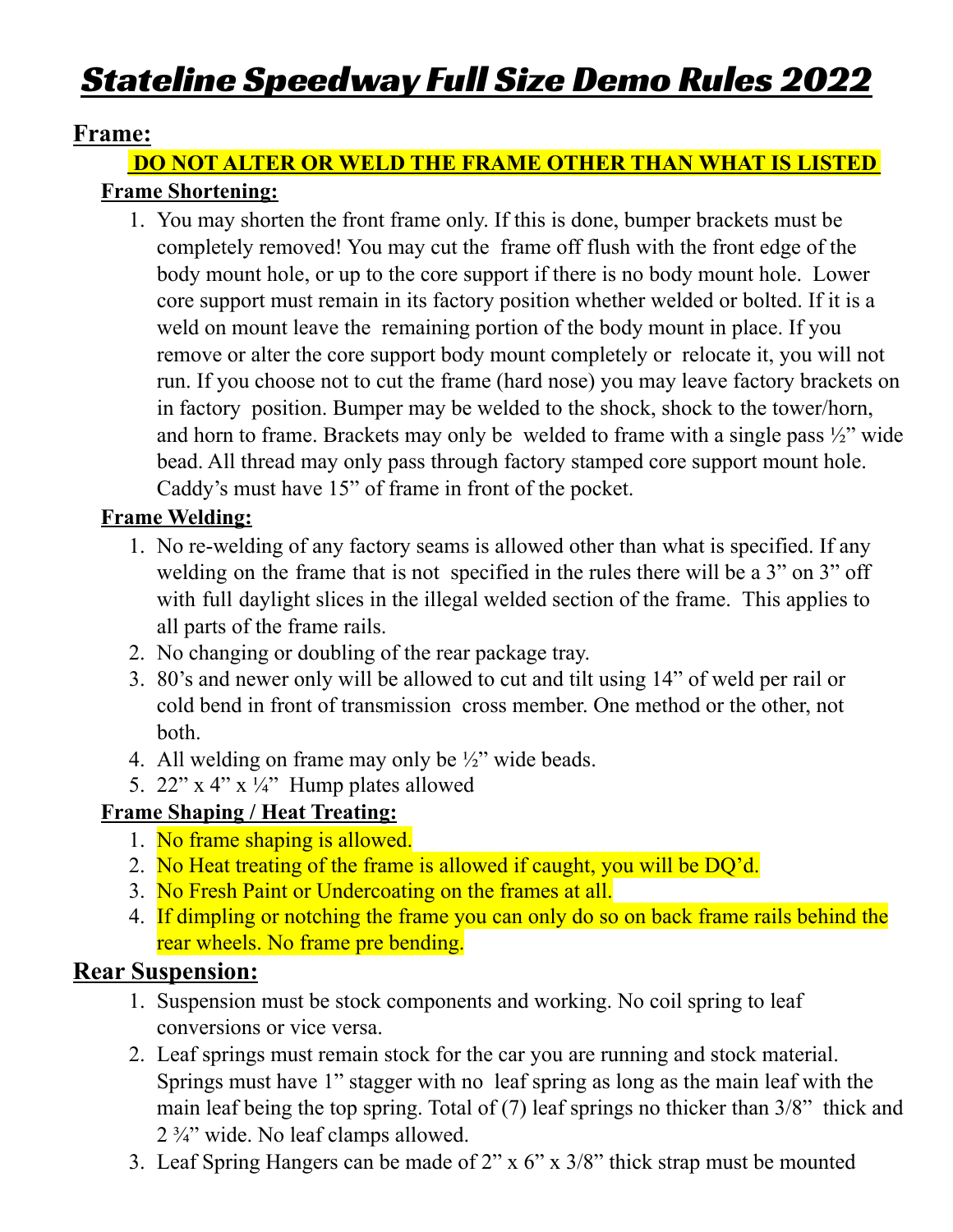# Stateline Speedway Full Size Demo Rules 2022

## Frame:

**DO NOT ALTER OR WELD THE FRAME OTHER THAN WHAT IS LISTED**

### Frame Shortening:

1. You may shorten the front frame only. If this is done, bumper brackets must be completely removed! You may cut the frame off flush with the front edge of the body mount hole, or up to the core support if there is no body mount hole. Lower core support must remain in its factory position whether welded or bolted. If it is a weld on mount leave the remaining portion of the body mount in place. If you remove or alter the core support body mount completely or relocate it, you will not run. If you choose not to cut the frame (hard nose) you may leave factory brackets on in factory position. Bumper may be welded to the shock, shock to the tower/horn, and horn to frame. Brackets may only be welded to frame with a single pass ½" wide bead. All thread may only pass through factory stamped core support mount hole. Caddy's must have 15" of frame in front of the pocket.

### Frame Welding:

1. No re-welding of any factory seams is allowed other than what is specified. If any welding on the frame that is not specified in the rules there will be a 3" on 3" off with full daylight slices in the illegal welded section of the frame. This applies to all parts of the frame rails.
2. No changing or doubling of the rear package tray.
3. 80's and newer only will be allowed to cut and tilt using 14" of weld per rail or cold bend in front of transmission cross member. One method or the other, not both.
4. All welding on frame may only be ½" wide beads.
5. 22" x 4" x ¼" Hump plates allowed

### Frame Shaping / Heat Treating:

1. No frame shaping is allowed.
2. No Heat treating of the frame is allowed if caught, you will be DQ'd.
3. No Fresh Paint or Undercoating on the frames at all.
4. If dimpling or notching the frame you can only do so on back frame rails behind the rear wheels. No frame pre bending.

## Rear Suspension:

1. Suspension must be stock components and working. No coil spring to leaf conversions or vice versa.
2. Leaf springs must remain stock for the car you are running and stock material. Springs must have 1" stagger with no leaf spring as long as the main leaf with the main leaf being the top spring. Total of (7) leaf springs no thicker than 3/8" thick and 2 ¾" wide. No leaf clamps allowed.
3. Leaf Spring Hangers can be made of 2" x 6" x 3/8" thick strap must be mounted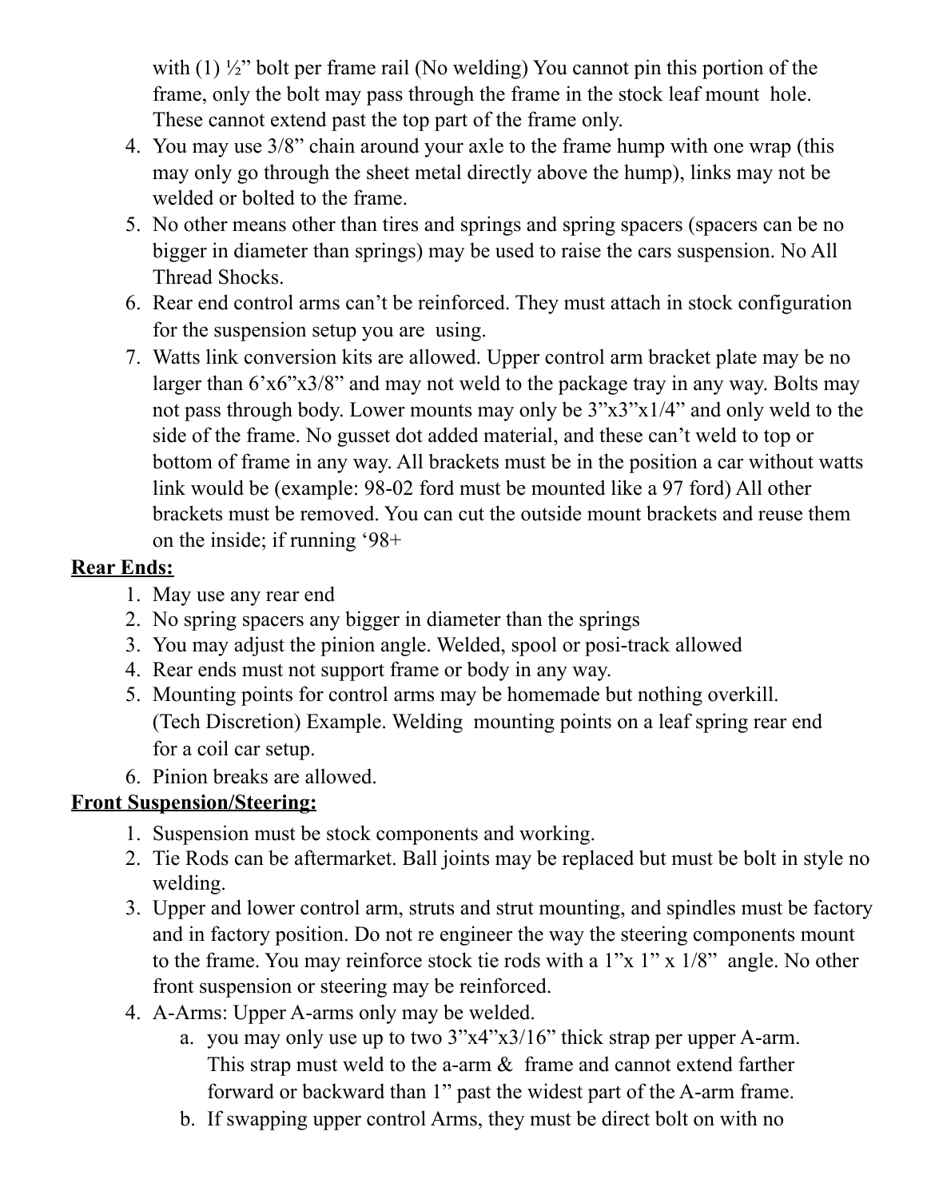with (1) ½" bolt per frame rail (No welding) You cannot pin this portion of the frame, only the bolt may pass through the frame in the stock leaf mount hole. These cannot extend past the top part of the frame only.

4. You may use 3/8" chain around your axle to the frame hump with one wrap (this may only go through the sheet metal directly above the hump), links may not be welded or bolted to the frame.
5. No other means other than tires and springs and spring spacers (spacers can be no bigger in diameter than springs) may be used to raise the cars suspension. No All Thread Shocks.
6. Rear end control arms can't be reinforced. They must attach in stock configuration for the suspension setup you are using.
7. Watts link conversion kits are allowed. Upper control arm bracket plate may be no larger than 6'x6"x3/8" and may not weld to the package tray in any way. Bolts may not pass through body. Lower mounts may only be 3"x3"x1/4" and only weld to the side of the frame. No gusset dot added material, and these can't weld to top or bottom of frame in any way. All brackets must be in the position a car without watts link would be (example: 98-02 ford must be mounted like a 97 ford) All other brackets must be removed. You can cut the outside mount brackets and reuse them on the inside; if running '98+

**Rear Ends:**

1. May use any rear end
2. No spring spacers any bigger in diameter than the springs
3. You may adjust the pinion angle. Welded, spool or posi-track allowed
4. Rear ends must not support frame or body in any way.
5. Mounting points for control arms may be homemade but nothing overkill. (Tech Discretion) Example. Welding mounting points on a leaf spring rear end for a coil car setup.
6. Pinion breaks are allowed.

**Front Suspension/Steering:**

1. Suspension must be stock components and working.
2. Tie Rods can be aftermarket. Ball joints may be replaced but must be bolt in style no welding.
3. Upper and lower control arm, struts and strut mounting, and spindles must be factory and in factory position. Do not re engineer the way the steering components mount to the frame. You may reinforce stock tie rods with a 1"x 1" x 1/8" angle. No other front suspension or steering may be reinforced.
4. A-Arms: Upper A-arms only may be welded.
   a. you may only use up to two 3"x4"x3/16" thick strap per upper A-arm. This strap must weld to the a-arm & frame and cannot extend farther forward or backward than 1" past the widest part of the A-arm frame.
   b. If swapping upper control Arms, they must be direct bolt on with no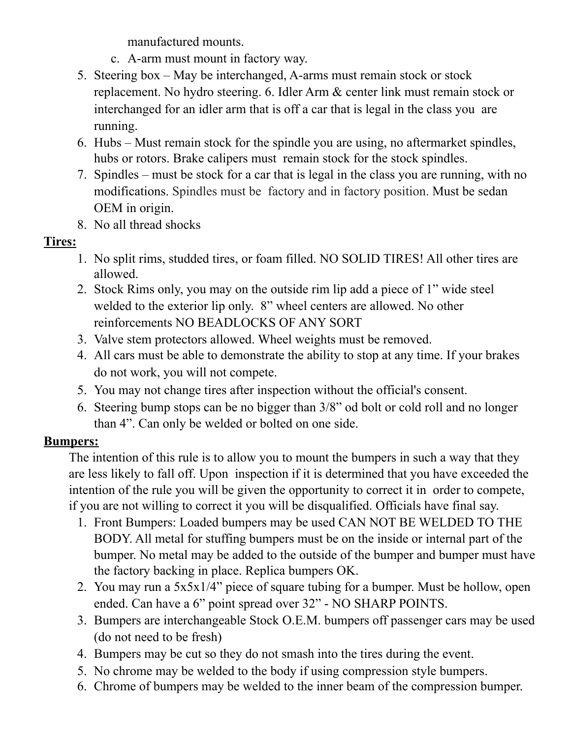manufactured mounts.

c. A-arm must mount in factory way.

5. Steering box – May be interchanged, A-arms must remain stock or stock replacement. No hydro steering. 6. Idler Arm & center link must remain stock or interchanged for an idler arm that is off a car that is legal in the class you are running.
6. Hubs – Must remain stock for the spindle you are using, no aftermarket spindles, hubs or rotors. Brake calipers must remain stock for the stock spindles.
7. Spindles – must be stock for a car that is legal in the class you are running, with no modifications. Spindles must be factory and in factory position. Must be sedan OEM in origin.
8. No all thread shocks

**Tires:**

1. No split rims, studded tires, or foam filled. NO SOLID TIRES! All other tires are allowed.
2. Stock Rims only, you may on the outside rim lip add a piece of 1" wide steel welded to the exterior lip only. 8" wheel centers are allowed. No other reinforcements NO BEADLOCKS OF ANY SORT
3. Valve stem protectors allowed. Wheel weights must be removed.
4. All cars must be able to demonstrate the ability to stop at any time. If your brakes do not work, you will not compete.
5. You may not change tires after inspection without the official's consent.
6. Steering bump stops can be no bigger than 3/8" od bolt or cold roll and no longer than 4". Can only be welded or bolted on one side.

**Bumpers:**

The intention of this rule is to allow you to mount the bumpers in such a way that they are less likely to fall off. Upon inspection if it is determined that you have exceeded the intention of the rule you will be given the opportunity to correct it in order to compete, if you are not willing to correct it you will be disqualified. Officials have final say.

1. Front Bumpers: Loaded bumpers may be used CAN NOT BE WELDED TO THE BODY. All metal for stuffing bumpers must be on the inside or internal part of the bumper. No metal may be added to the outside of the bumper and bumper must have the factory backing in place. Replica bumpers OK.
2. You may run a 5x5x1/4" piece of square tubing for a bumper. Must be hollow, open ended. Can have a 6" point spread over 32" - NO SHARP POINTS.
3. Bumpers are interchangeable Stock O.E.M. bumpers off passenger cars may be used (do not need to be fresh)
4. Bumpers may be cut so they do not smash into the tires during the event.
5. No chrome may be welded to the body if using compression style bumpers.
6. Chrome of bumpers may be welded to the inner beam of the compression bumper.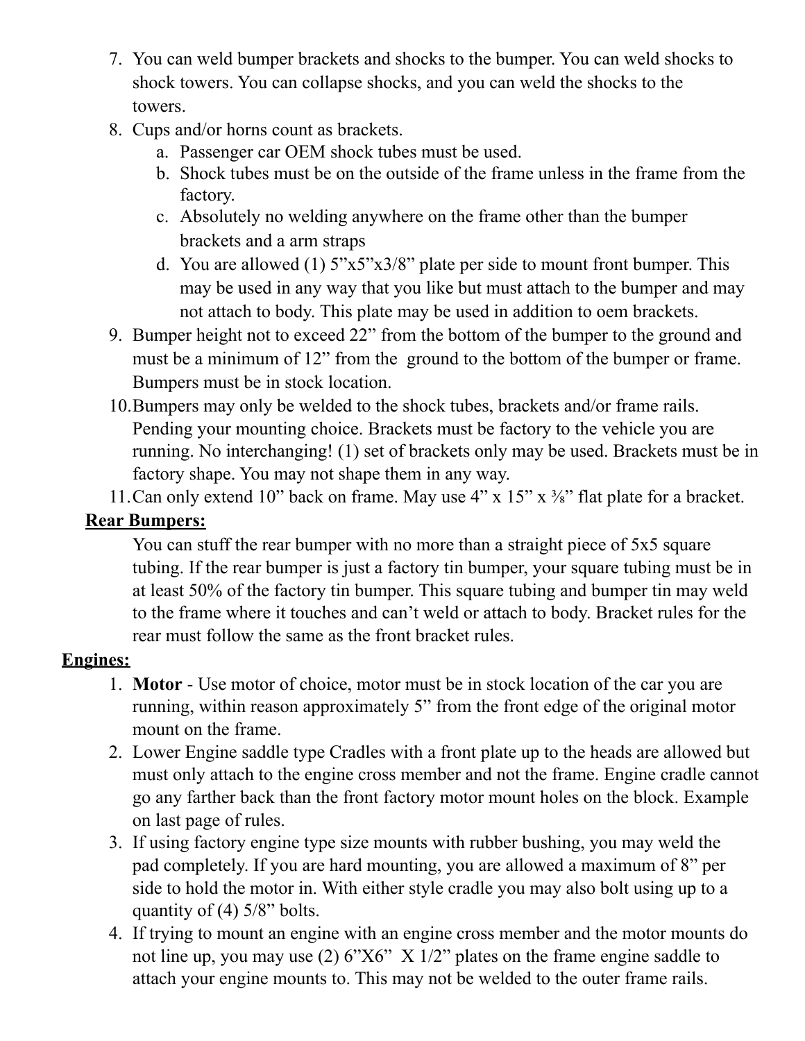7. You can weld bumper brackets and shocks to the bumper. You can weld shocks to shock towers. You can collapse shocks, and you can weld the shocks to the towers.
8. Cups and/or horns count as brackets.
    a. Passenger car OEM shock tubes must be used.
    b. Shock tubes must be on the outside of the frame unless in the frame from the factory.
    c. Absolutely no welding anywhere on the frame other than the bumper brackets and a arm straps
    d. You are allowed (1) 5”x5”x3/8” plate per side to mount front bumper. This may be used in any way that you like but must attach to the bumper and may not attach to body. This plate may be used in addition to oem brackets.
9. Bumper height not to exceed 22” from the bottom of the bumper to the ground and must be a minimum of 12” from the ground to the bottom of the bumper or frame. Bumpers must be in stock location.
10. Bumpers may only be welded to the shock tubes, brackets and/or frame rails. Pending your mounting choice. Brackets must be factory to the vehicle you are running. No interchanging! (1) set of brackets only may be used. Brackets must be in factory shape. You may not shape them in any way.
11. Can only extend 10” back on frame. May use 4” x 15” x ⅜” flat plate for a bracket.

**Rear Bumpers:**

You can stuff the rear bumper with no more than a straight piece of 5x5 square tubing. If the rear bumper is just a factory tin bumper, your square tubing must be in at least 50% of the factory tin bumper. This square tubing and bumper tin may weld to the frame where it touches and can’t weld or attach to body. Bracket rules for the rear must follow the same as the front bracket rules.

**Engines:**

1. **Motor** - Use motor of choice, motor must be in stock location of the car you are running, within reason approximately 5” from the front edge of the original motor mount on the frame.
2. Lower Engine saddle type Cradles with a front plate up to the heads are allowed but must only attach to the engine cross member and not the frame. Engine cradle cannot go any farther back than the front factory motor mount holes on the block. Example on last page of rules.
3. If using factory engine type size mounts with rubber bushing, you may weld the pad completely. If you are hard mounting, you are allowed a maximum of 8” per side to hold the motor in. With either style cradle you may also bolt using up to a quantity of (4) 5/8” bolts.
4. If trying to mount an engine with an engine cross member and the motor mounts do not line up, you may use (2) 6”X6” X 1/2” plates on the frame engine saddle to attach your engine mounts to. This may not be welded to the outer frame rails.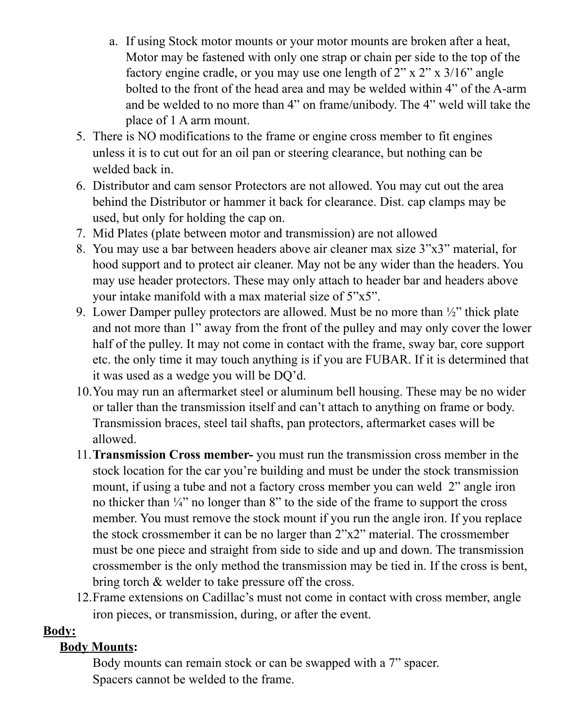a. If using Stock motor mounts or your motor mounts are broken after a heat, Motor may be fastened with only one strap or chain per side to the top of the factory engine cradle, or you may use one length of 2" x 2" x 3/16" angle bolted to the front of the head area and may be welded within 4" of the A-arm and be welded to no more than 4" on frame/unibody. The 4" weld will take the place of 1 A arm mount.

5. There is NO modifications to the frame or engine cross member to fit engines unless it is to cut out for an oil pan or steering clearance, but nothing can be welded back in.
6. Distributor and cam sensor Protectors are not allowed. You may cut out the area behind the Distributor or hammer it back for clearance. Dist. cap clamps may be used, but only for holding the cap on.
7. Mid Plates (plate between motor and transmission) are not allowed
8. You may use a bar between headers above air cleaner max size 3"x3" material, for hood support and to protect air cleaner. May not be any wider than the headers. You may use header protectors. These may only attach to header bar and headers above your intake manifold with a max material size of 5"x5".
9. Lower Damper pulley protectors are allowed. Must be no more than ½" thick plate and not more than 1" away from the front of the pulley and may only cover the lower half of the pulley. It may not come in contact with the frame, sway bar, core support etc. the only time it may touch anything is if you are FUBAR. If it is determined that it was used as a wedge you will be DQ'd.
10. You may run an aftermarket steel or aluminum bell housing. These may be no wider or taller than the transmission itself and can't attach to anything on frame or body. Transmission braces, steel tail shafts, pan protectors, aftermarket cases will be allowed.
11. **Transmission Cross member-** you must run the transmission cross member in the stock location for the car you're building and must be under the stock transmission mount, if using a tube and not a factory cross member you can weld 2" angle iron no thicker than ¼" no longer than 8" to the side of the frame to support the cross member. You must remove the stock mount if you run the angle iron. If you replace the stock crossmember it can be no larger than 2"x2" material. The crossmember must be one piece and straight from side to side and up and down. The transmission crossmember is the only method the transmission may be tied in. If the cross is bent, bring torch & welder to take pressure off the cross.
12. Frame extensions on Cadillac's must not come in contact with cross member, angle iron pieces, or transmission, during, or after the event.

**<u>Body:</u>**

**<u>Body Mounts</u>:**

Body mounts can remain stock or can be swapped with a 7" spacer.
Spacers cannot be welded to the frame.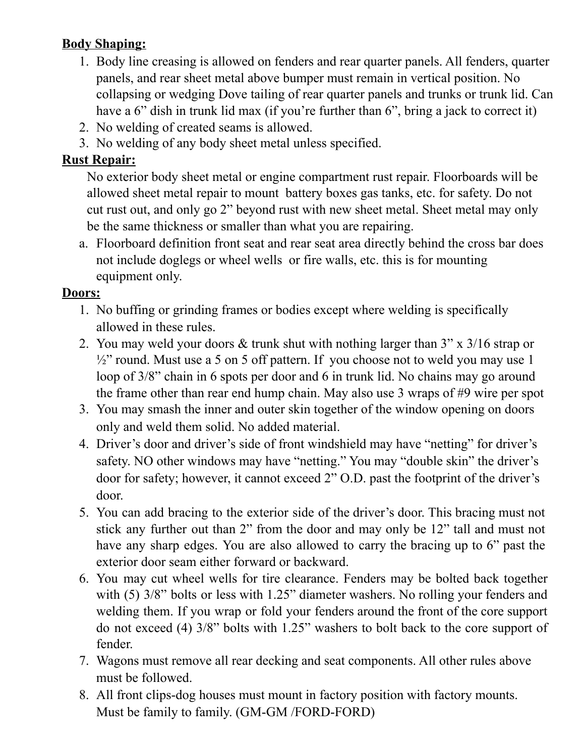**Body Shaping:**

1. Body line creasing is allowed on fenders and rear quarter panels. All fenders, quarter panels, and rear sheet metal above bumper must remain in vertical position. No collapsing or wedging Dove tailing of rear quarter panels and trunks or trunk lid. Can have a 6" dish in trunk lid max (if you're further than 6", bring a jack to correct it)
2. No welding of created seams is allowed.
3. No welding of any body sheet metal unless specified.

**Rust Repair:**

No exterior body sheet metal or engine compartment rust repair. Floorboards will be allowed sheet metal repair to mount battery boxes gas tanks, etc. for safety. Do not cut rust out, and only go 2" beyond rust with new sheet metal. Sheet metal may only be the same thickness or smaller than what you are repairing.

a. Floorboard definition front seat and rear seat area directly behind the cross bar does not include doglegs or wheel wells or fire walls, etc. this is for mounting equipment only.

**Doors:**

1. No buffing or grinding frames or bodies except where welding is specifically allowed in these rules.
2. You may weld your doors & trunk shut with nothing larger than 3" x 3/16 strap or ½" round. Must use a 5 on 5 off pattern. If you choose not to weld you may use 1 loop of 3/8" chain in 6 spots per door and 6 in trunk lid. No chains may go around the frame other than rear end hump chain. May also use 3 wraps of #9 wire per spot
3. You may smash the inner and outer skin together of the window opening on doors only and weld them solid. No added material.
4. Driver's door and driver's side of front windshield may have "netting" for driver's safety. NO other windows may have "netting." You may "double skin" the driver's door for safety; however, it cannot exceed 2" O.D. past the footprint of the driver's door.
5. You can add bracing to the exterior side of the driver's door. This bracing must not stick any further out than 2" from the door and may only be 12" tall and must not have any sharp edges. You are also allowed to carry the bracing up to 6" past the exterior door seam either forward or backward.
6. You may cut wheel wells for tire clearance. Fenders may be bolted back together with (5) 3/8" bolts or less with 1.25" diameter washers. No rolling your fenders and welding them. If you wrap or fold your fenders around the front of the core support do not exceed (4) 3/8" bolts with 1.25" washers to bolt back to the core support of fender.
7. Wagons must remove all rear decking and seat components. All other rules above must be followed.
8. All front clips-dog houses must mount in factory position with factory mounts. Must be family to family. (GM-GM /FORD-FORD)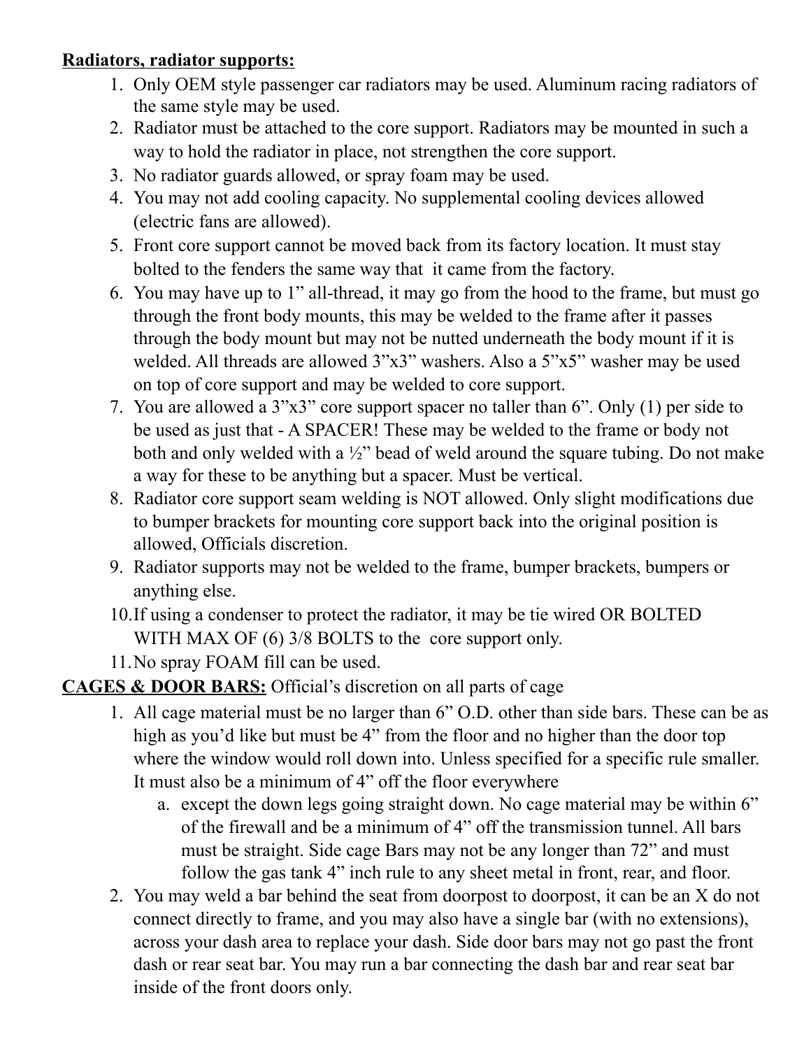**Radiators, radiator supports:**

1. Only OEM style passenger car radiators may be used. Aluminum racing radiators of the same style may be used.
2. Radiator must be attached to the core support. Radiators may be mounted in such a way to hold the radiator in place, not strengthen the core support.
3. No radiator guards allowed, or spray foam may be used.
4. You may not add cooling capacity. No supplemental cooling devices allowed (electric fans are allowed).
5. Front core support cannot be moved back from its factory location. It must stay bolted to the fenders the same way that it came from the factory.
6. You may have up to 1" all-thread, it may go from the hood to the frame, but must go through the front body mounts, this may be welded to the frame after it passes through the body mount but may not be nutted underneath the body mount if it is welded. All threads are allowed 3"x3" washers. Also a 5"x5" washer may be used on top of core support and may be welded to core support.
7. You are allowed a 3"x3" core support spacer no taller than 6". Only (1) per side to be used as just that - A SPACER! These may be welded to the frame or body not both and only welded with a ½" bead of weld around the square tubing. Do not make a way for these to be anything but a spacer. Must be vertical.
8. Radiator core support seam welding is NOT allowed. Only slight modifications due to bumper brackets for mounting core support back into the original position is allowed, Officials discretion.
9. Radiator supports may not be welded to the frame, bumper brackets, bumpers or anything else.
10. If using a condenser to protect the radiator, it may be tie wired OR BOLTED WITH MAX OF (6) 3/8 BOLTS to the core support only.
11. No spray FOAM fill can be used.

**CAGES & DOOR BARS:** Official's discretion on all parts of cage

1. All cage material must be no larger than 6" O.D. other than side bars. These can be as high as you'd like but must be 4" from the floor and no higher than the door top where the window would roll down into. Unless specified for a specific rule smaller. It must also be a minimum of 4" off the floor everywhere
    a. except the down legs going straight down. No cage material may be within 6" of the firewall and be a minimum of 4" off the transmission tunnel. All bars must be straight. Side cage Bars may not be any longer than 72" and must follow the gas tank 4" inch rule to any sheet metal in front, rear, and floor.
2. You may weld a bar behind the seat from doorpost to doorpost, it can be an X do not connect directly to frame, and you may also have a single bar (with no extensions), across your dash area to replace your dash. Side door bars may not go past the front dash or rear seat bar. You may run a bar connecting the dash bar and rear seat bar inside of the front doors only.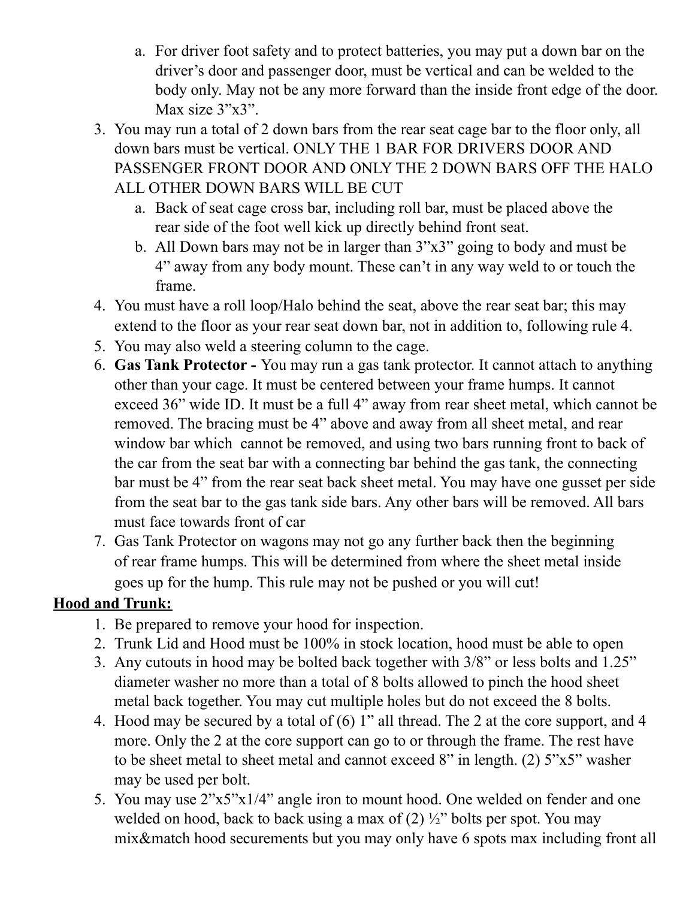a. For driver foot safety and to protect batteries, you may put a down bar on the driver's door and passenger door, must be vertical and can be welded to the body only. May not be any more forward than the inside front edge of the door. Max size 3"x3".

3. You may run a total of 2 down bars from the rear seat cage bar to the floor only, all down bars must be vertical. ONLY THE 1 BAR FOR DRIVERS DOOR AND PASSENGER FRONT DOOR AND ONLY THE 2 DOWN BARS OFF THE HALO ALL OTHER DOWN BARS WILL BE CUT
   a. Back of seat cage cross bar, including roll bar, must be placed above the rear side of the foot well kick up directly behind front seat.
   b. All Down bars may not be in larger than 3"x3" going to body and must be 4" away from any body mount. These can't in any way weld to or touch the frame.
4. You must have a roll loop/Halo behind the seat, above the rear seat bar; this may extend to the floor as your rear seat down bar, not in addition to, following rule 4.
5. You may also weld a steering column to the cage.
6. **Gas Tank Protector -** You may run a gas tank protector. It cannot attach to anything other than your cage. It must be centered between your frame humps. It cannot exceed 36" wide ID. It must be a full 4" away from rear sheet metal, which cannot be removed. The bracing must be 4" above and away from all sheet metal, and rear window bar which cannot be removed, and using two bars running front to back of the car from the seat bar with a connecting bar behind the gas tank, the connecting bar must be 4" from the rear seat back sheet metal. You may have one gusset per side from the seat bar to the gas tank side bars. Any other bars will be removed. All bars must face towards front of car
7. Gas Tank Protector on wagons may not go any further back then the beginning of rear frame humps. This will be determined from where the sheet metal inside goes up for the hump. This rule may not be pushed or you will cut!

**<u>Hood and Trunk:</u>**

1. Be prepared to remove your hood for inspection.
2. Trunk Lid and Hood must be 100% in stock location, hood must be able to open
3. Any cutouts in hood may be bolted back together with 3/8" or less bolts and 1.25" diameter washer no more than a total of 8 bolts allowed to pinch the hood sheet metal back together. You may cut multiple holes but do not exceed the 8 bolts.
4. Hood may be secured by a total of (6) 1" all thread. The 2 at the core support, and 4 more. Only the 2 at the core support can go to or through the frame. The rest have to be sheet metal to sheet metal and cannot exceed 8" in length. (2) 5"x5" washer may be used per bolt.
5. You may use 2"x5"x1/4" angle iron to mount hood. One welded on fender and one welded on hood, back to back using a max of (2) ½" bolts per spot. You may mix&match hood securements but you may only have 6 spots max including front all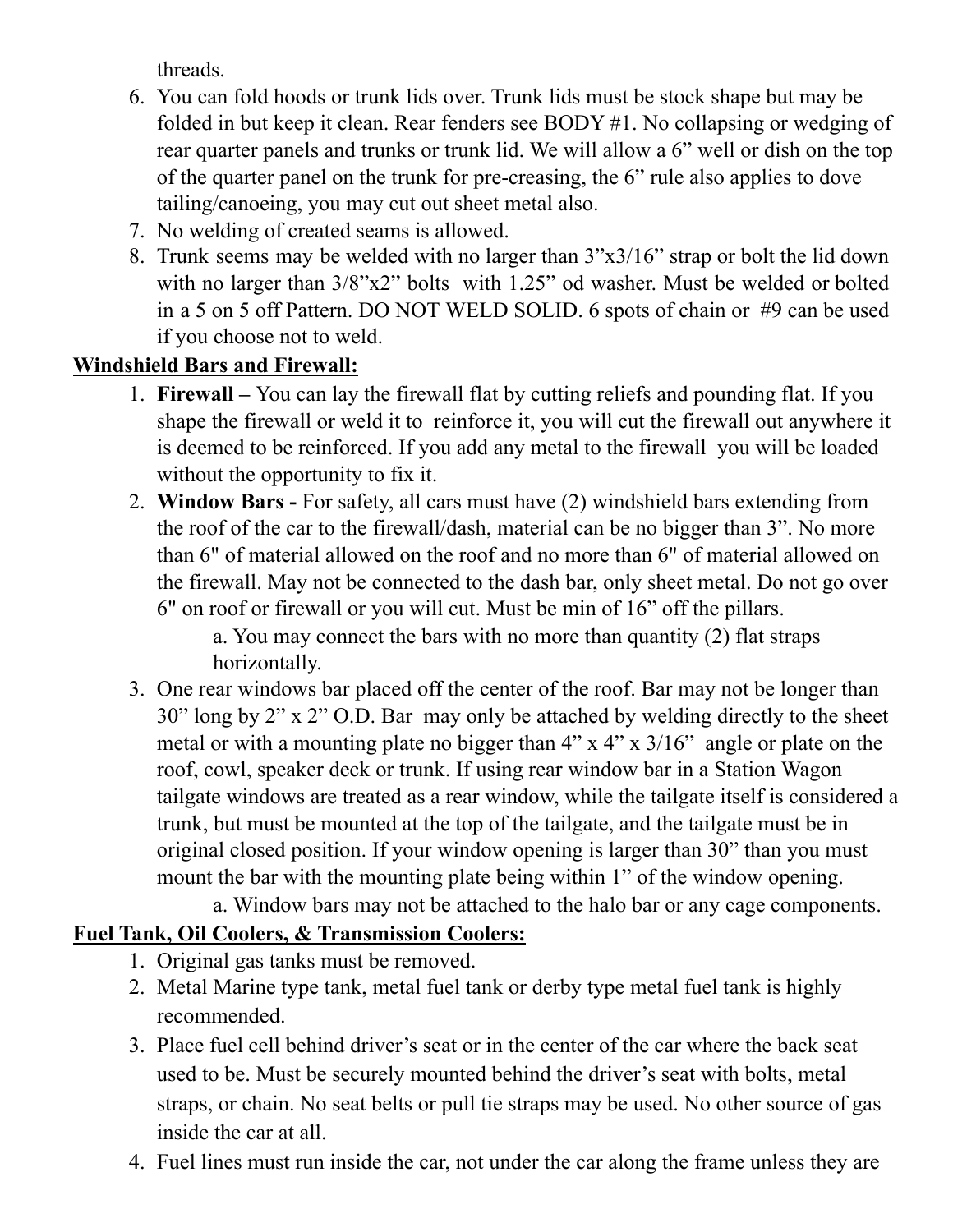threads.

6. You can fold hoods or trunk lids over. Trunk lids must be stock shape but may be folded in but keep it clean. Rear fenders see BODY #1. No collapsing or wedging of rear quarter panels and trunks or trunk lid. We will allow a 6" well or dish on the top of the quarter panel on the trunk for pre-creasing, the 6" rule also applies to dove tailing/canoeing, you may cut out sheet metal also.
7. No welding of created seams is allowed.
8. Trunk seems may be welded with no larger than 3"x3/16" strap or bolt the lid down with no larger than 3/8"x2" bolts with 1.25" od washer. Must be welded or bolted in a 5 on 5 off Pattern. DO NOT WELD SOLID. 6 spots of chain or #9 can be used if you choose not to weld.

**Windshield Bars and Firewall:**

1. **Firewall –** You can lay the firewall flat by cutting reliefs and pounding flat. If you shape the firewall or weld it to reinforce it, you will cut the firewall out anywhere it is deemed to be reinforced. If you add any metal to the firewall you will be loaded without the opportunity to fix it.
2. **Window Bars -** For safety, all cars must have (2) windshield bars extending from the roof of the car to the firewall/dash, material can be no bigger than 3". No more than 6" of material allowed on the roof and no more than 6" of material allowed on the firewall. May not be connected to the dash bar, only sheet metal. Do not go over 6" on roof or firewall or you will cut. Must be min of 16" off the pillars.
   a. You may connect the bars with no more than quantity (2) flat straps horizontally.
3. One rear windows bar placed off the center of the roof. Bar may not be longer than 30" long by 2" x 2" O.D. Bar may only be attached by welding directly to the sheet metal or with a mounting plate no bigger than 4" x 4" x 3/16" angle or plate on the roof, cowl, speaker deck or trunk. If using rear window bar in a Station Wagon tailgate windows are treated as a rear window, while the tailgate itself is considered a trunk, but must be mounted at the top of the tailgate, and the tailgate must be in original closed position. If your window opening is larger than 30" than you must mount the bar with the mounting plate being within 1" of the window opening.
   a. Window bars may not be attached to the halo bar or any cage components.

**Fuel Tank, Oil Coolers, & Transmission Coolers:**

1. Original gas tanks must be removed.
2. Metal Marine type tank, metal fuel tank or derby type metal fuel tank is highly recommended.
3. Place fuel cell behind driver's seat or in the center of the car where the back seat used to be. Must be securely mounted behind the driver's seat with bolts, metal straps, or chain. No seat belts or pull tie straps may be used. No other source of gas inside the car at all.
4. Fuel lines must run inside the car, not under the car along the frame unless they are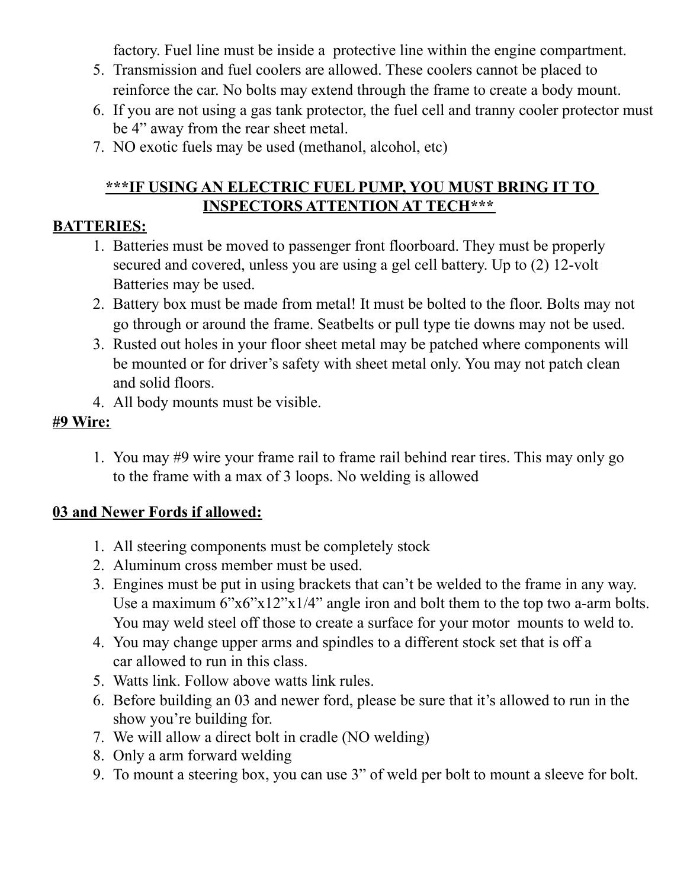factory. Fuel line must be inside a protective line within the engine compartment.

5. Transmission and fuel coolers are allowed. These coolers cannot be placed to reinforce the car. No bolts may extend through the frame to create a body mount.
6. If you are not using a gas tank protector, the fuel cell and tranny cooler protector must be 4" away from the rear sheet metal.
7. NO exotic fuels may be used (methanol, alcohol, etc)

**<u>\*\*\*IF USING AN ELECTRIC FUEL PUMP, YOU MUST BRING IT TO INSPECTORS ATTENTION AT TECH\*\*\*</u>**

**<u>BATTERIES:</u>**

1. Batteries must be moved to passenger front floorboard. They must be properly secured and covered, unless you are using a gel cell battery. Up to (2) 12-volt Batteries may be used.
2. Battery box must be made from metal! It must be bolted to the floor. Bolts may not go through or around the frame. Seatbelts or pull type tie downs may not be used.
3. Rusted out holes in your floor sheet metal may be patched where components will be mounted or for driver's safety with sheet metal only. You may not patch clean and solid floors.
4. All body mounts must be visible.

**<u>#9 Wire:</u>**

1. You may #9 wire your frame rail to frame rail behind rear tires. This may only go to the frame with a max of 3 loops. No welding is allowed

**<u>03 and Newer Fords if allowed:</u>**

1. All steering components must be completely stock
2. Aluminum cross member must be used.
3. Engines must be put in using brackets that can't be welded to the frame in any way. Use a maximum 6"x6"x12"x1/4" angle iron and bolt them to the top two a-arm bolts. You may weld steel off those to create a surface for your motor mounts to weld to.
4. You may change upper arms and spindles to a different stock set that is off a car allowed to run in this class.
5. Watts link. Follow above watts link rules.
6. Before building an 03 and newer ford, please be sure that it's allowed to run in the show you're building for.
7. We will allow a direct bolt in cradle (NO welding)
8. Only a arm forward welding
9. To mount a steering box, you can use 3" of weld per bolt to mount a sleeve for bolt.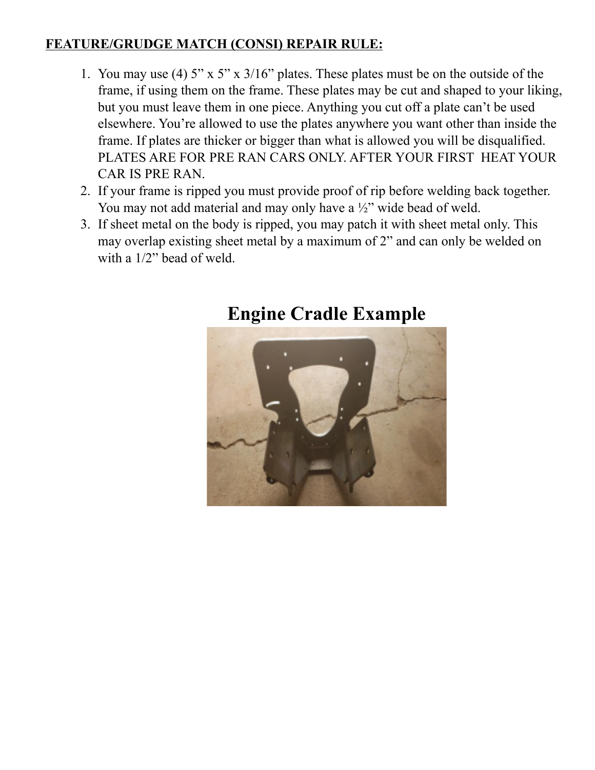**FEATURE/GRUDGE MATCH (CONSI) REPAIR RULE:**

1. You may use (4) 5” x 5” x 3/16” plates. These plates must be on the outside of the frame, if using them on the frame. These plates may be cut and shaped to your liking, but you must leave them in one piece. Anything you cut off a plate can’t be used elsewhere. You’re allowed to use the plates anywhere you want other than inside the frame. If plates are thicker or bigger than what is allowed you will be disqualified. PLATES ARE FOR PRE RAN CARS ONLY. AFTER YOUR FIRST HEAT YOUR CAR IS PRE RAN.
2. If your frame is ripped you must provide proof of rip before welding back together. You may not add material and may only have a ½” wide bead of weld.
3. If sheet metal on the body is ripped, you may patch it with sheet metal only. This may overlap existing sheet metal by a maximum of 2” and can only be welded on with a 1/2” bead of weld.

# Engine Cradle Example